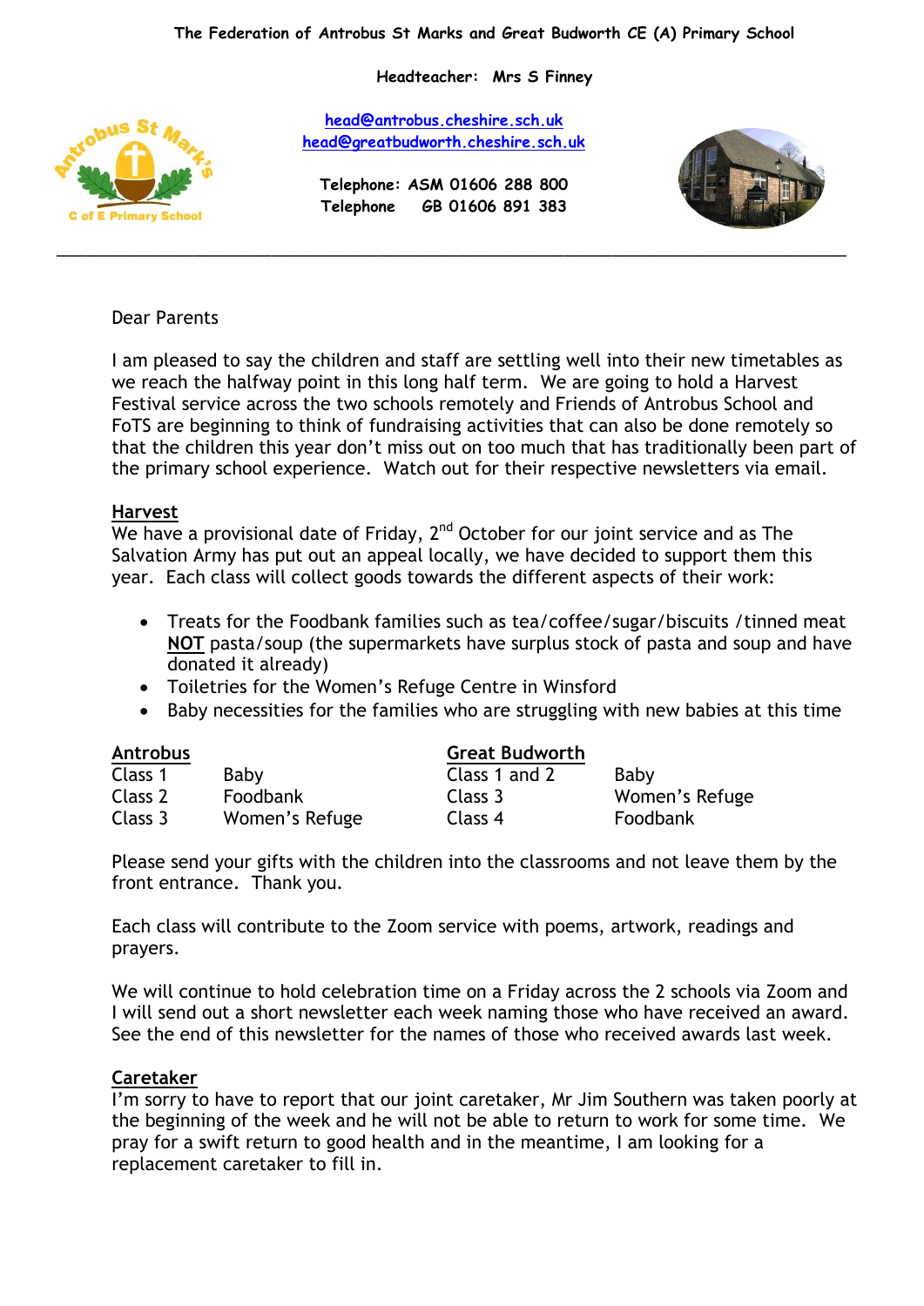The Federation of Antrobus St Marks and Great Budworth CE (A) Primary School

**Headteacher: Mrs S Finney**

head@antrobus.cheshire.sch.uk
head@greatbudworth.cheshire.sch.uk

**Telephone: ASM 01606 288 800**
**Telephone GB 01606 891 383**

---

Dear Parents

I am pleased to say the children and staff are settling well into their new timetables as we reach the halfway point in this long half term. We are going to hold a Harvest Festival service across the two schools remotely and Friends of Antrobus School and FoTS are beginning to think of fundraising activities that can also be done remotely so that the children this year don't miss out on too much that has traditionally been part of the primary school experience. Watch out for their respective newsletters via email.

## Harvest

We have a provisional date of Friday, 2nd October for our joint service and as The Salvation Army has put out an appeal locally, we have decided to support them this year. Each class will collect goods towards the different aspects of their work:

- Treats for the Foodbank families such as tea/coffee/sugar/biscuits /tinned meat **NOT** pasta/soup (the supermarkets have surplus stock of pasta and soup and have donated it already)
- Toiletries for the Women's Refuge Centre in Winsford
- Baby necessities for the families who are struggling with new babies at this time

| Antrobus | | Great Budworth | |
|---|---|---|---|
| Class 1 | Baby | Class 1 and 2 | Baby |
| Class 2 | Foodbank | Class 3 | Women's Refuge |
| Class 3 | Women's Refuge | Class 4 | Foodbank |

Please send your gifts with the children into the classrooms and not leave them by the front entrance. Thank you.

Each class will contribute to the Zoom service with poems, artwork, readings and prayers.

We will continue to hold celebration time on a Friday across the 2 schools via Zoom and I will send out a short newsletter each week naming those who have received an award. See the end of this newsletter for the names of those who received awards last week.

## Caretaker

I'm sorry to have to report that our joint caretaker, Mr Jim Southern was taken poorly at the beginning of the week and he will not be able to return to work for some time. We pray for a swift return to good health and in the meantime, I am looking for a replacement caretaker to fill in.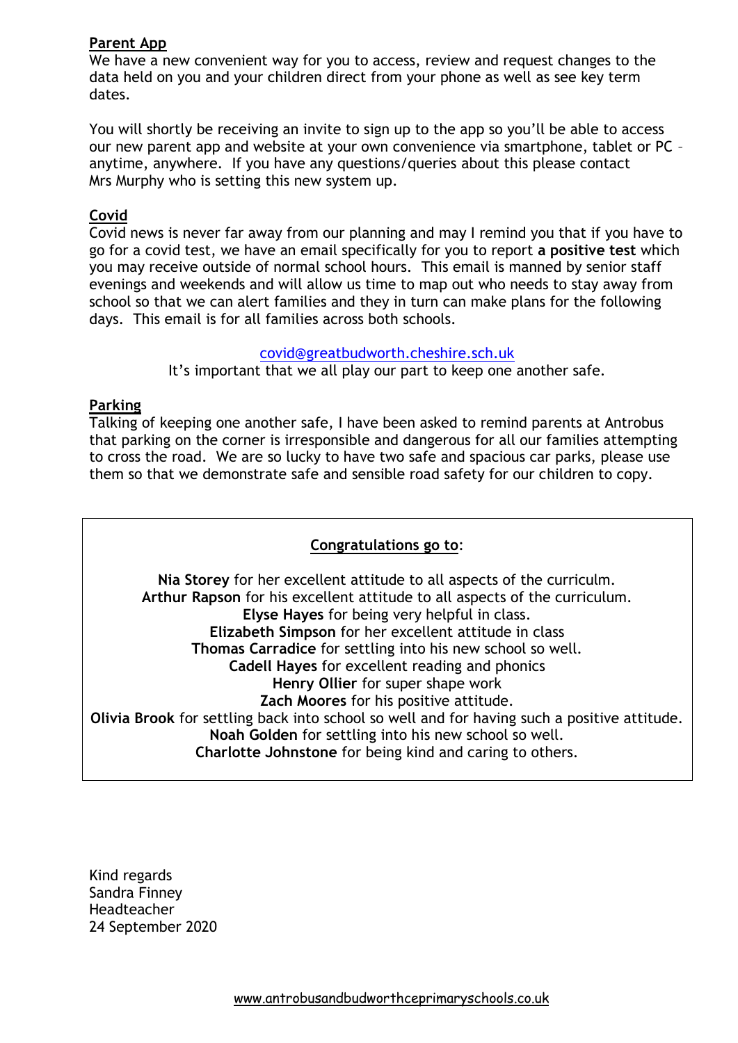**Parent App**

We have a new convenient way for you to access, review and request changes to the data held on you and your children direct from your phone as well as see key term dates.

You will shortly be receiving an invite to sign up to the app so you'll be able to access our new parent app and website at your own convenience via smartphone, tablet or PC – anytime, anywhere. If you have any questions/queries about this please contact Mrs Murphy who is setting this new system up.

**Covid**

Covid news is never far away from our planning and may I remind you that if you have to go for a covid test, we have an email specifically for you to report **a positive test** which you may receive outside of normal school hours. This email is manned by senior staff evenings and weekends and will allow us time to map out who needs to stay away from school so that we can alert families and they in turn can make plans for the following days. This email is for all families across both schools.

covid@greatbudworth.cheshire.sch.uk

It's important that we all play our part to keep one another safe.

**Parking**

Talking of keeping one another safe, I have been asked to remind parents at Antrobus that parking on the corner is irresponsible and dangerous for all our families attempting to cross the road. We are so lucky to have two safe and spacious car parks, please use them so that we demonstrate safe and sensible road safety for our children to copy.

**Congratulations go to**:

**Nia Storey** for her excellent attitude to all aspects of the curriculm.
**Arthur Rapson** for his excellent attitude to all aspects of the curriculum.
**Elyse Hayes** for being very helpful in class.
**Elizabeth Simpson** for her excellent attitude in class
**Thomas Carradice** for settling into his new school so well.
**Cadell Hayes** for excellent reading and phonics
**Henry Ollier** for super shape work
**Zach Moores** for his positive attitude.
**Olivia Brook** for settling back into school so well and for having such a positive attitude.
**Noah Golden** for settling into his new school so well.
**Charlotte Johnstone** for being kind and caring to others.

Kind regards
Sandra Finney
Headteacher
24 September 2020

www.antrobusandbudworthceprimaryschools.co.uk